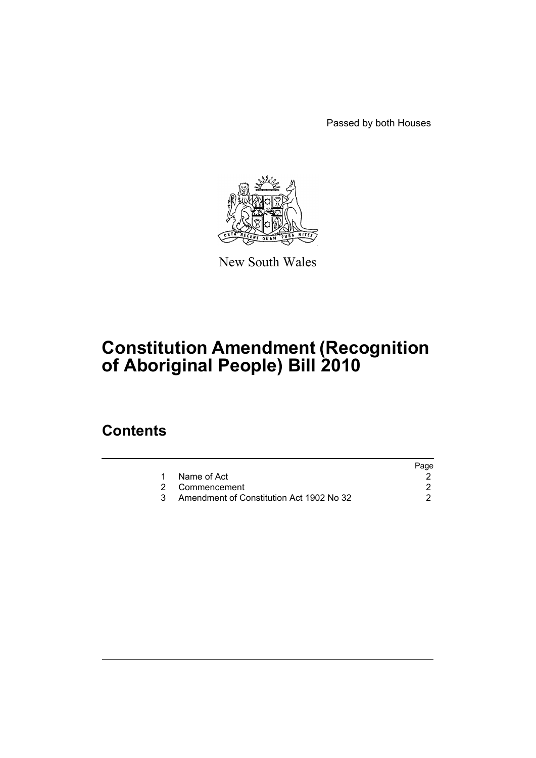Passed by both Houses

New South Wales

# Constitution Amendment (Recognition of Aboriginal People) Bill 2010

## Contents

| | | Page |
|---|---|---|
| 1 | Name of Act | 2 |
| 2 | Commencement | 2 |
| 3 | Amendment of Constitution Act 1902 No 32 | 2 |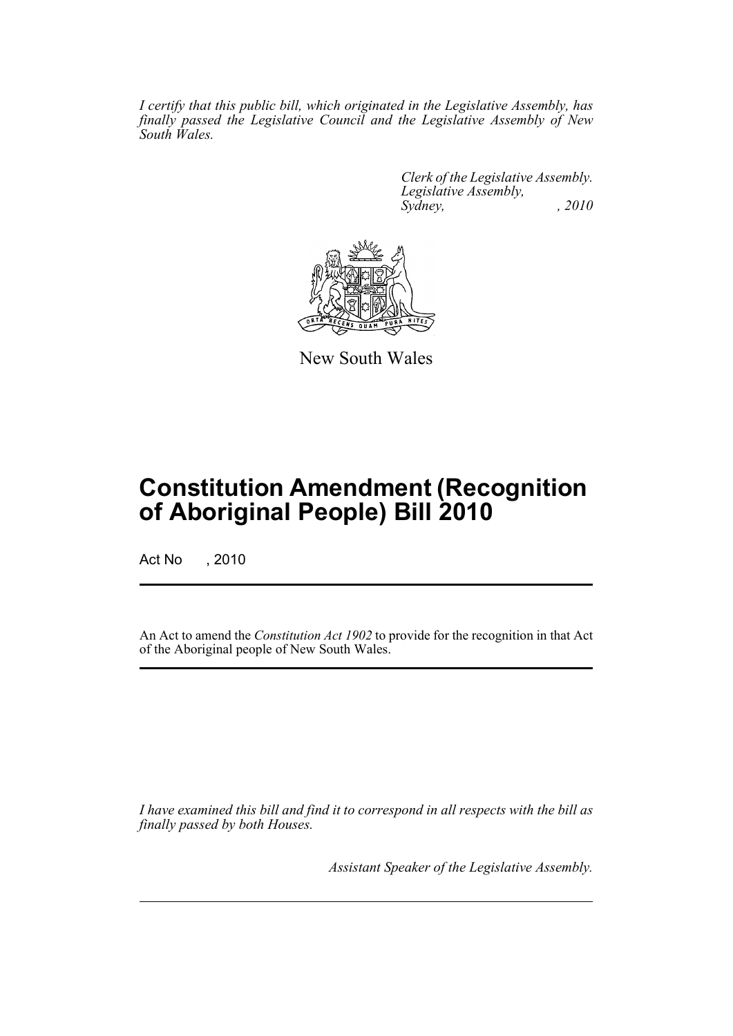*I certify that this public bill, which originated in the Legislative Assembly, has finally passed the Legislative Council and the Legislative Assembly of New South Wales.*

*Clerk of the Legislative Assembly.*
*Legislative Assembly,*
*Sydney, , 2010*

New South Wales

# Constitution Amendment (Recognition of Aboriginal People) Bill 2010

Act No , 2010

An Act to amend the *Constitution Act 1902* to provide for the recognition in that Act of the Aboriginal people of New South Wales.

*I have examined this bill and find it to correspond in all respects with the bill as finally passed by both Houses.*

*Assistant Speaker of the Legislative Assembly.*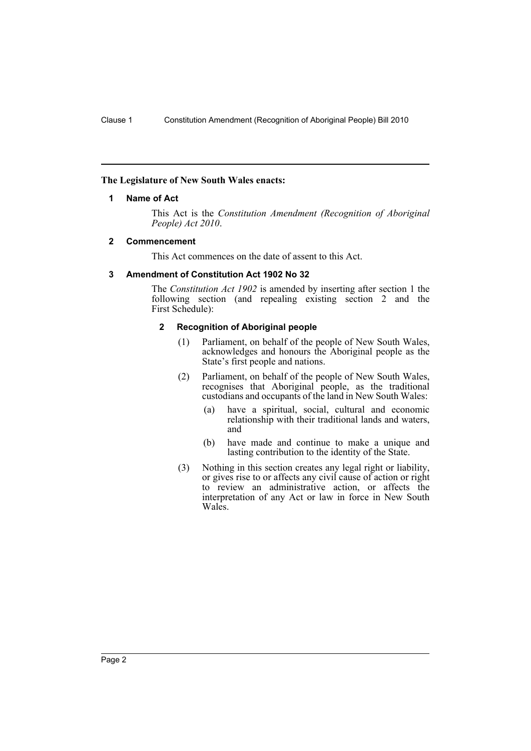**The Legislature of New South Wales enacts:**

**1 Name of Act**

This Act is the *Constitution Amendment (Recognition of Aboriginal People) Act 2010*.

**2 Commencement**

This Act commences on the date of assent to this Act.

**3 Amendment of Constitution Act 1902 No 32**

The *Constitution Act 1902* is amended by inserting after section 1 the following section (and repealing existing section 2 and the First Schedule):

**2 Recognition of Aboriginal people**

(1) Parliament, on behalf of the people of New South Wales, acknowledges and honours the Aboriginal people as the State's first people and nations.

(2) Parliament, on behalf of the people of New South Wales, recognises that Aboriginal people, as the traditional custodians and occupants of the land in New South Wales:

(a) have a spiritual, social, cultural and economic relationship with their traditional lands and waters, and

(b) have made and continue to make a unique and lasting contribution to the identity of the State.

(3) Nothing in this section creates any legal right or liability, or gives rise to or affects any civil cause of action or right to review an administrative action, or affects the interpretation of any Act or law in force in New South Wales.